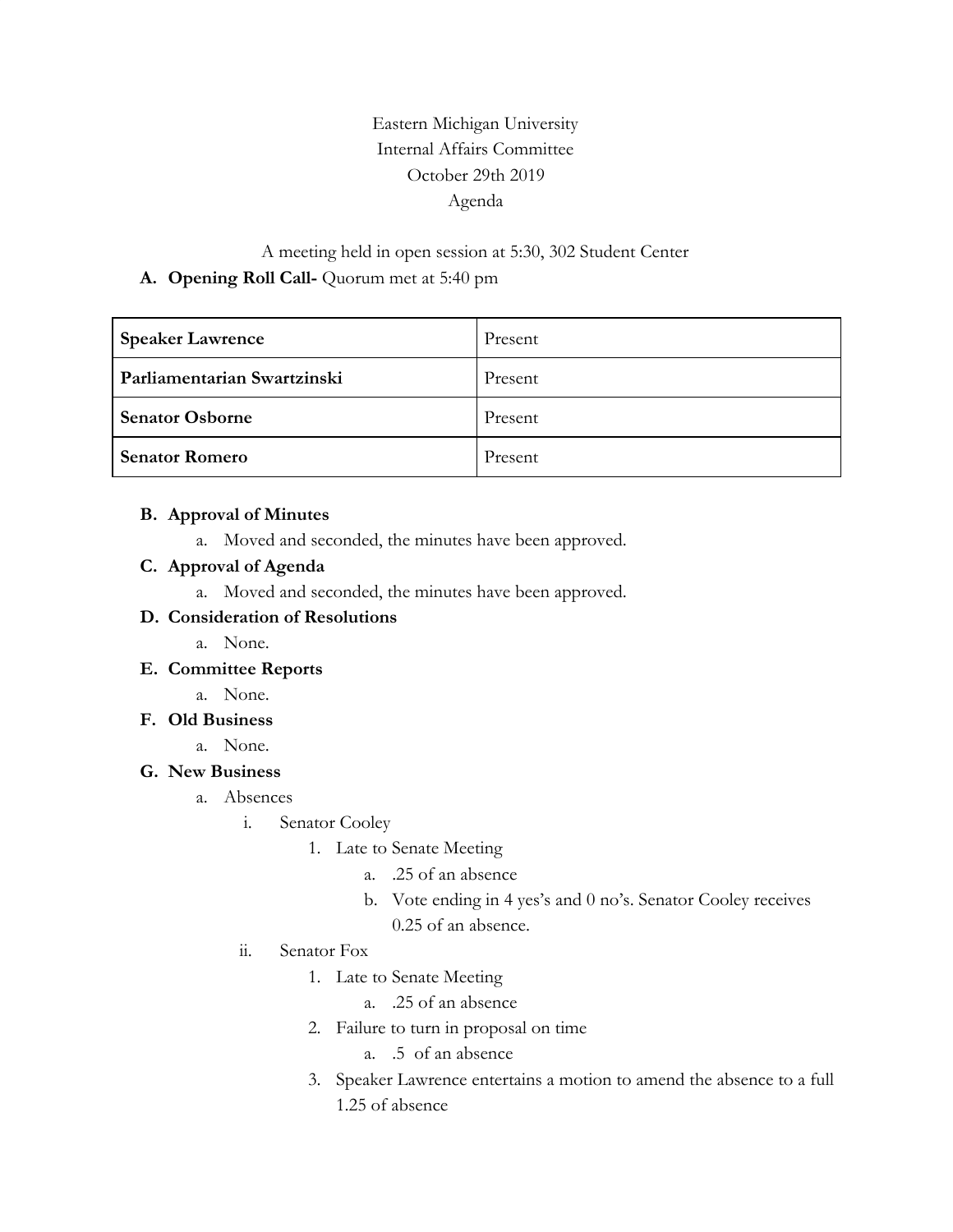Eastern Michigan University
Internal Affairs Committee
October 29th 2019
Agenda

A meeting held in open session at 5:30, 302 Student Center

**A. Opening Roll Call-** Quorum met at 5:40 pm

| **Speaker Lawrence** | Present |
|---|---|
| **Parliamentarian Swartzinski** | Present |
| **Senator Osborne** | Present |
| **Senator Romero** | Present |

**B. Approval of Minutes**

a. Moved and seconded, the minutes have been approved.

**C. Approval of Agenda**

a. Moved and seconded, the minutes have been approved.

**D. Consideration of Resolutions**

a. None.

**E. Committee Reports**

a. None.

**F. Old Business**

a. None.

**G. New Business**

a. Absences
   - i. Senator Cooley
     1. Late to Senate Meeting
        - a. .25 of an absence
        - b. Vote ending in 4 yes's and 0 no's. Senator Cooley receives 0.25 of an absence.
   - ii. Senator Fox
     1. Late to Senate Meeting
        - a. .25 of an absence
     2. Failure to turn in proposal on time
        - a. .5 of an absence
     3. Speaker Lawrence entertains a motion to amend the absence to a full 1.25 of absence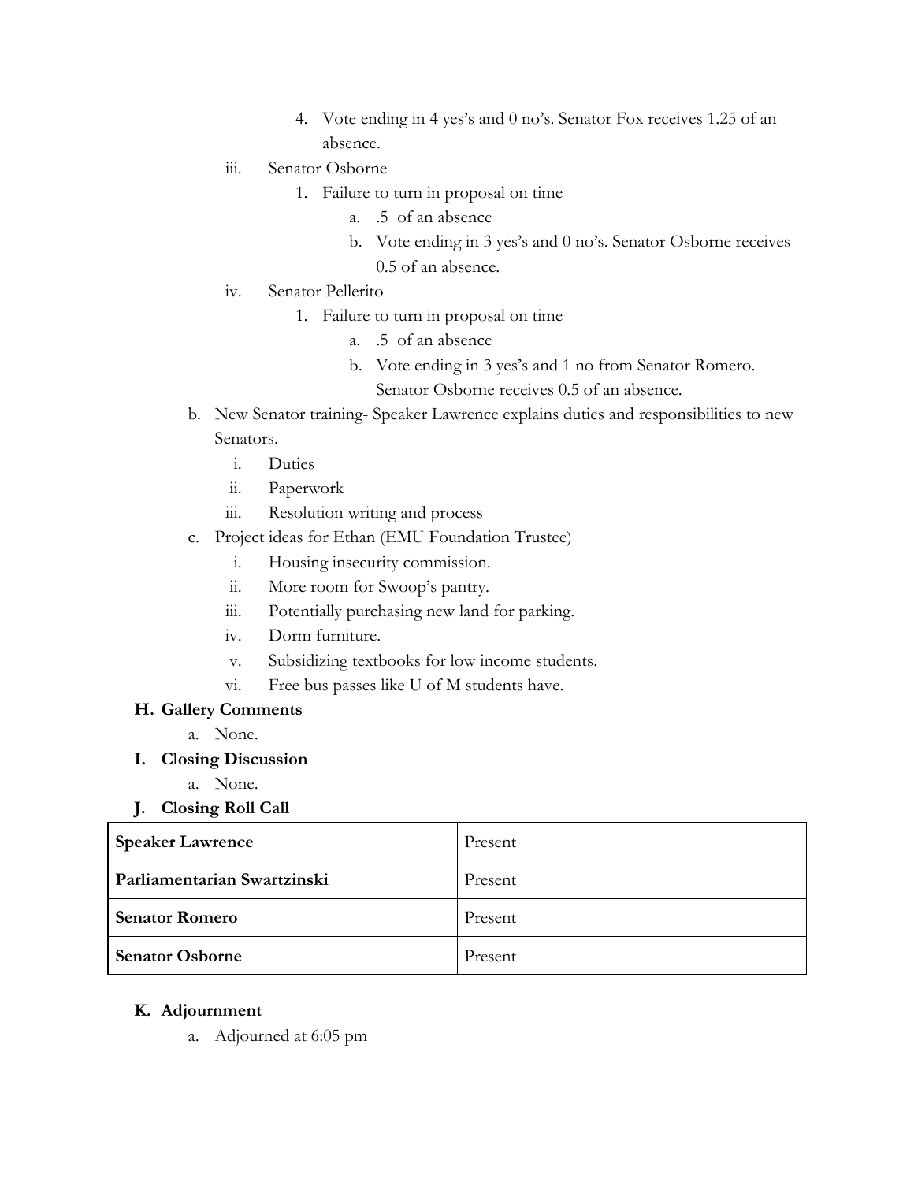4. Vote ending in 4 yes's and 0 no's. Senator Fox receives 1.25 of an absence.

iii. Senator Osborne
   1. Failure to turn in proposal on time
      a. .5 of an absence
      b. Vote ending in 3 yes's and 0 no's. Senator Osborne receives 0.5 of an absence.

iv. Senator Pellerito
   1. Failure to turn in proposal on time
      a. .5 of an absence
      b. Vote ending in 3 yes's and 1 no from Senator Romero. Senator Osborne receives 0.5 of an absence.

b. New Senator training- Speaker Lawrence explains duties and responsibilities to new Senators.
   i. Duties
   ii. Paperwork
   iii. Resolution writing and process

c. Project ideas for Ethan (EMU Foundation Trustee)
   i. Housing insecurity commission.
   ii. More room for Swoop's pantry.
   iii. Potentially purchasing new land for parking.
   iv. Dorm furniture.
   v. Subsidizing textbooks for low income students.
   vi. Free bus passes like U of M students have.

**H. Gallery Comments**

a. None.

**I. Closing Discussion**

a. None.

**J. Closing Roll Call**

| | |
|---|---|
| **Speaker Lawrence** | Present |
| **Parliamentarian Swartzinski** | Present |
| **Senator Romero** | Present |
| **Senator Osborne** | Present |

**K. Adjournment**

a. Adjourned at 6:05 pm